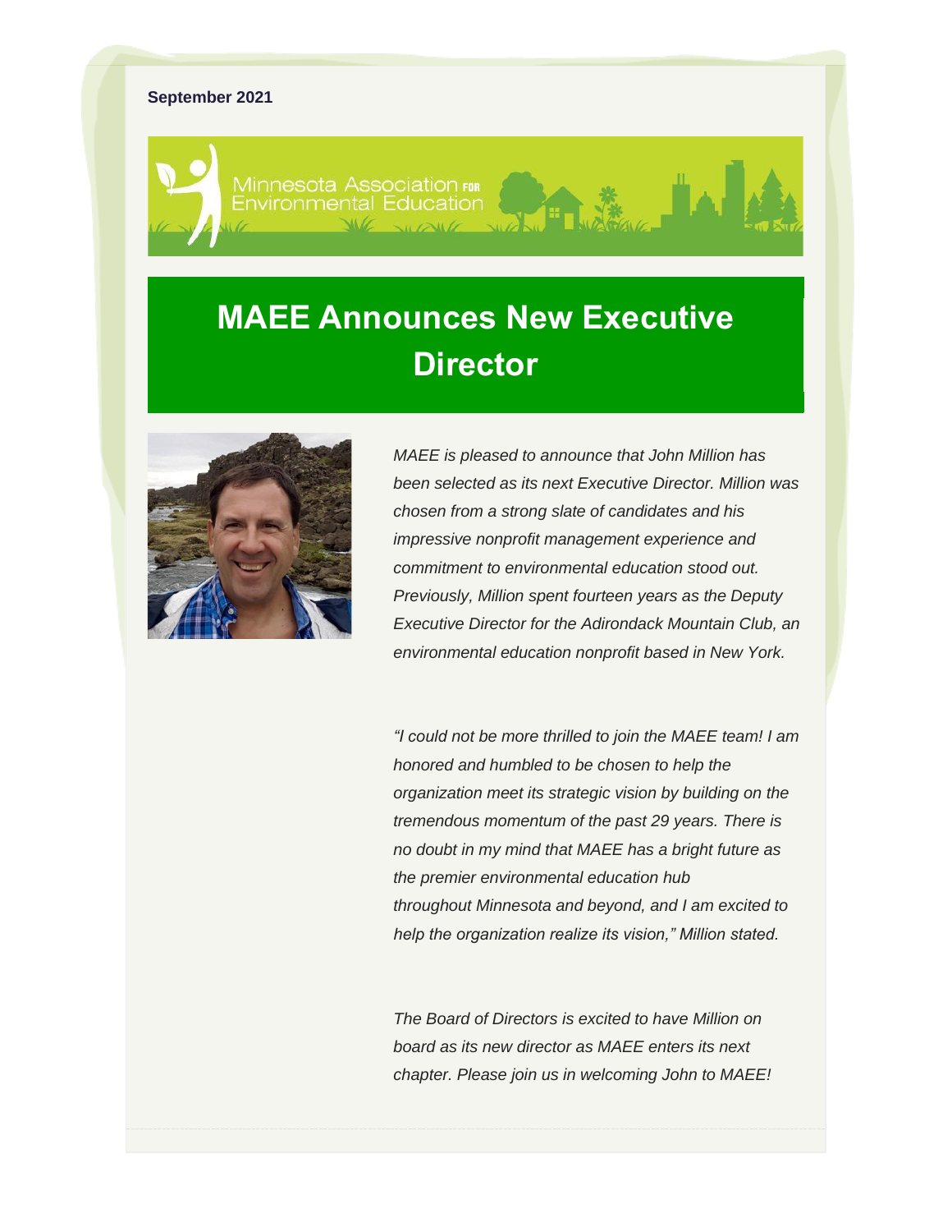**September 2021**

Minnesota Association for Environmental Education

# MAEE Announces New Executive Director

*MAEE is pleased to announce that John Million has been selected as its next Executive Director. Million was chosen from a strong slate of candidates and his impressive nonprofit management experience and commitment to environmental education stood out. Previously, Million spent fourteen years as the Deputy Executive Director for the Adirondack Mountain Club, an environmental education nonprofit based in New York.*

*"I could not be more thrilled to join the MAEE team! I am honored and humbled to be chosen to help the organization meet its strategic vision by building on the tremendous momentum of the past 29 years. There is no doubt in my mind that MAEE has a bright future as the premier environmental education hub throughout Minnesota and beyond, and I am excited to help the organization realize its vision," Million stated.*

*The Board of Directors is excited to have Million on board as its new director as MAEE enters its next chapter. Please join us in welcoming John to MAEE!*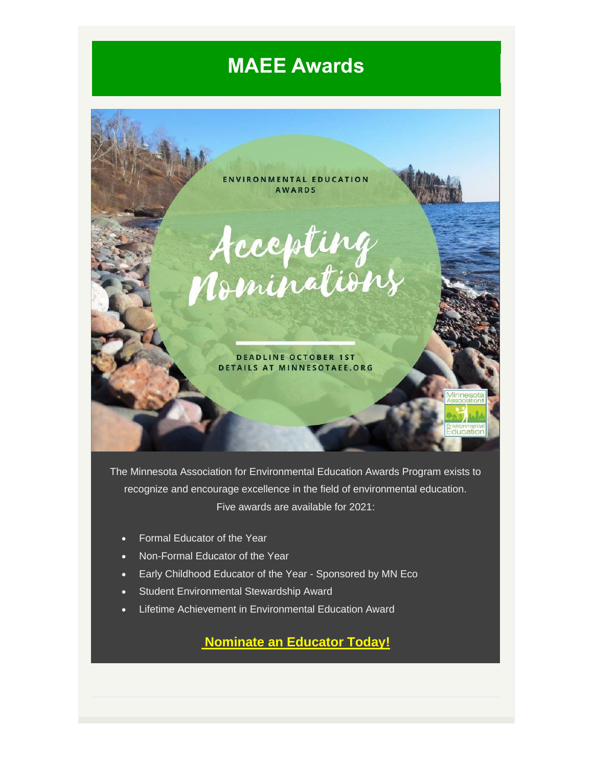# MAEE Awards

ENVIRONMENTAL EDUCATION AWARDS

Accepting Nominations

DEADLINE OCTOBER 1ST
DETAILS AT MINNESOTAEE.ORG

The Minnesota Association for Environmental Education Awards Program exists to recognize and encourage excellence in the field of environmental education. Five awards are available for 2021:

- Formal Educator of the Year
- Non-Formal Educator of the Year
- Early Childhood Educator of the Year - Sponsored by MN Eco
- Student Environmental Stewardship Award
- Lifetime Achievement in Environmental Education Award

**Nominate an Educator Today!**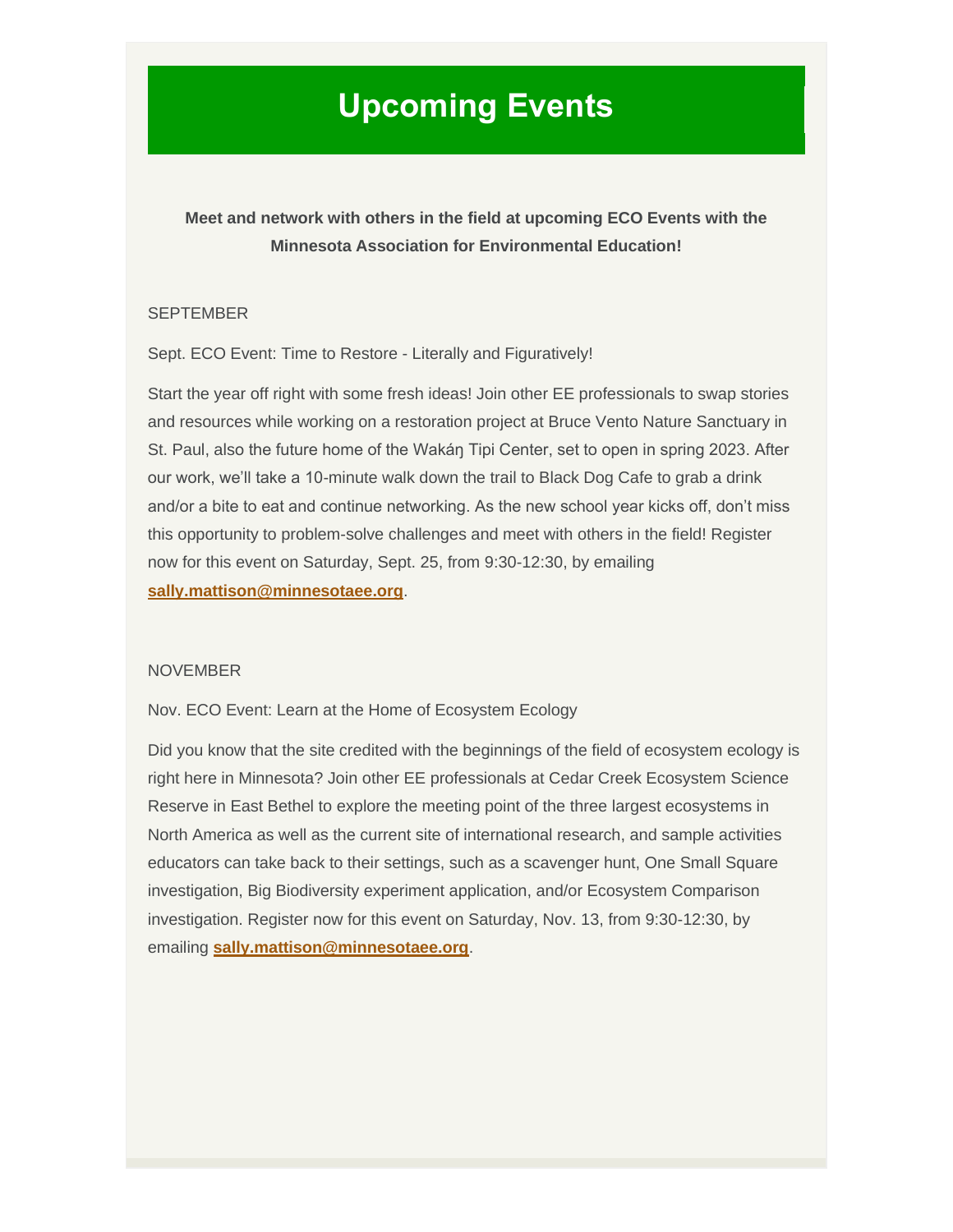# Upcoming Events

**Meet and network with others in the field at upcoming ECO Events with the Minnesota Association for Environmental Education!**

SEPTEMBER

Sept. ECO Event: Time to Restore - Literally and Figuratively!

Start the year off right with some fresh ideas! Join other EE professionals to swap stories and resources while working on a restoration project at Bruce Vento Nature Sanctuary in St. Paul, also the future home of the Wakáŋ Tipi Center, set to open in spring 2023. After our work, we'll take a 10-minute walk down the trail to Black Dog Cafe to grab a drink and/or a bite to eat and continue networking. As the new school year kicks off, don't miss this opportunity to problem-solve challenges and meet with others in the field! Register now for this event on Saturday, Sept. 25, from 9:30-12:30, by emailing **sally.mattison@minnesotaee.org**.

NOVEMBER

Nov. ECO Event: Learn at the Home of Ecosystem Ecology

Did you know that the site credited with the beginnings of the field of ecosystem ecology is right here in Minnesota? Join other EE professionals at Cedar Creek Ecosystem Science Reserve in East Bethel to explore the meeting point of the three largest ecosystems in North America as well as the current site of international research, and sample activities educators can take back to their settings, such as a scavenger hunt, One Small Square investigation, Big Biodiversity experiment application, and/or Ecosystem Comparison investigation. Register now for this event on Saturday, Nov. 13, from 9:30-12:30, by emailing **sally.mattison@minnesotaee.org**.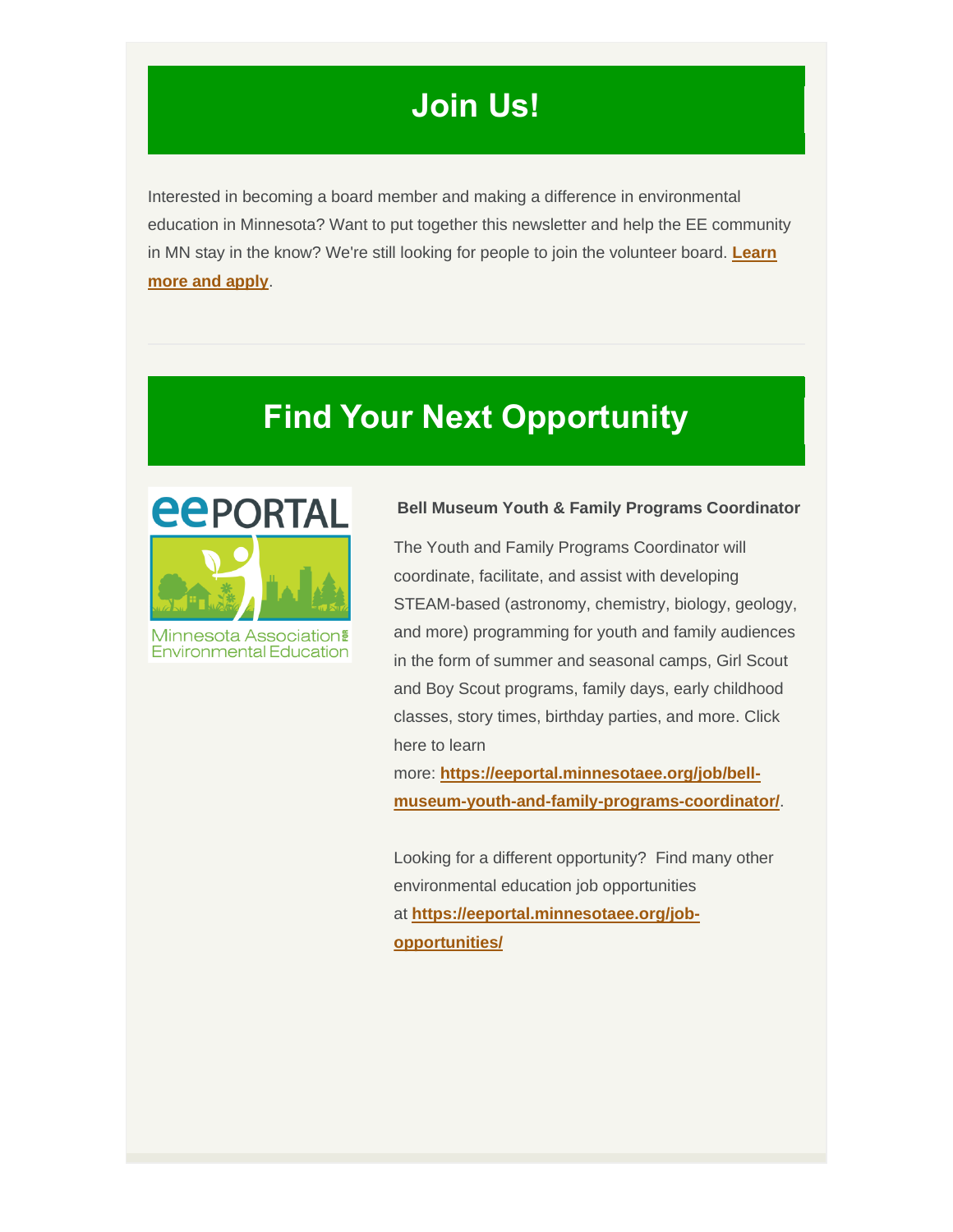# Join Us!

Interested in becoming a board member and making a difference in environmental education in Minnesota? Want to put together this newsletter and help the EE community in MN stay in the know? We're still looking for people to join the volunteer board. **Learn more and apply**.

---

# Find Your Next Opportunity

eePORTAL

Minnesota Association for Environmental Education

**Bell Museum Youth & Family Programs Coordinator**

The Youth and Family Programs Coordinator will coordinate, facilitate, and assist with developing STEAM-based (astronomy, chemistry, biology, geology, and more) programming for youth and family audiences in the form of summer and seasonal camps, Girl Scout and Boy Scout programs, family days, early childhood classes, story times, birthday parties, and more. Click here to learn more: **https://eeportal.minnesotaee.org/job/bell-museum-youth-and-family-programs-coordinator/**.

Looking for a different opportunity? Find many other environmental education job opportunities at **https://eeportal.minnesotaee.org/job-opportunities/**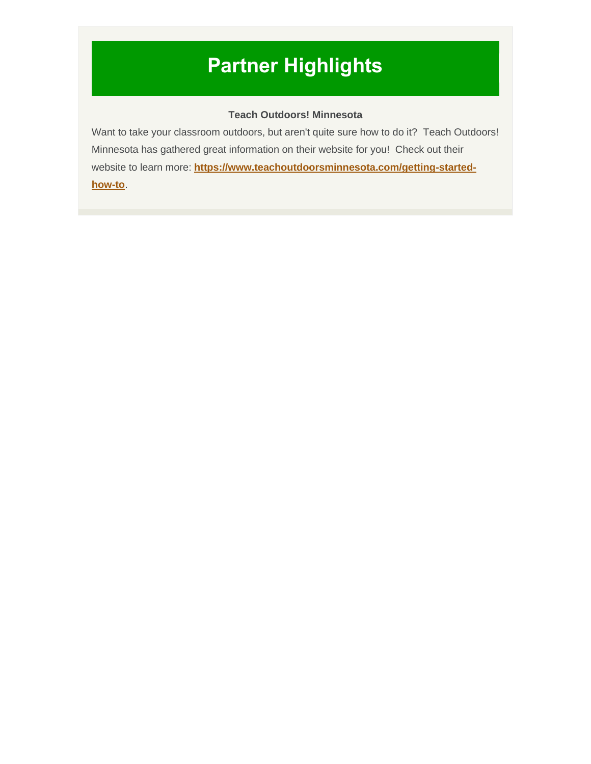# Partner Highlights

**Teach Outdoors! Minnesota**

Want to take your classroom outdoors, but aren't quite sure how to do it? Teach Outdoors! Minnesota has gathered great information on their website for you! Check out their website to learn more: **https://www.teachoutdoorsminnesota.com/getting-started-how-to**.